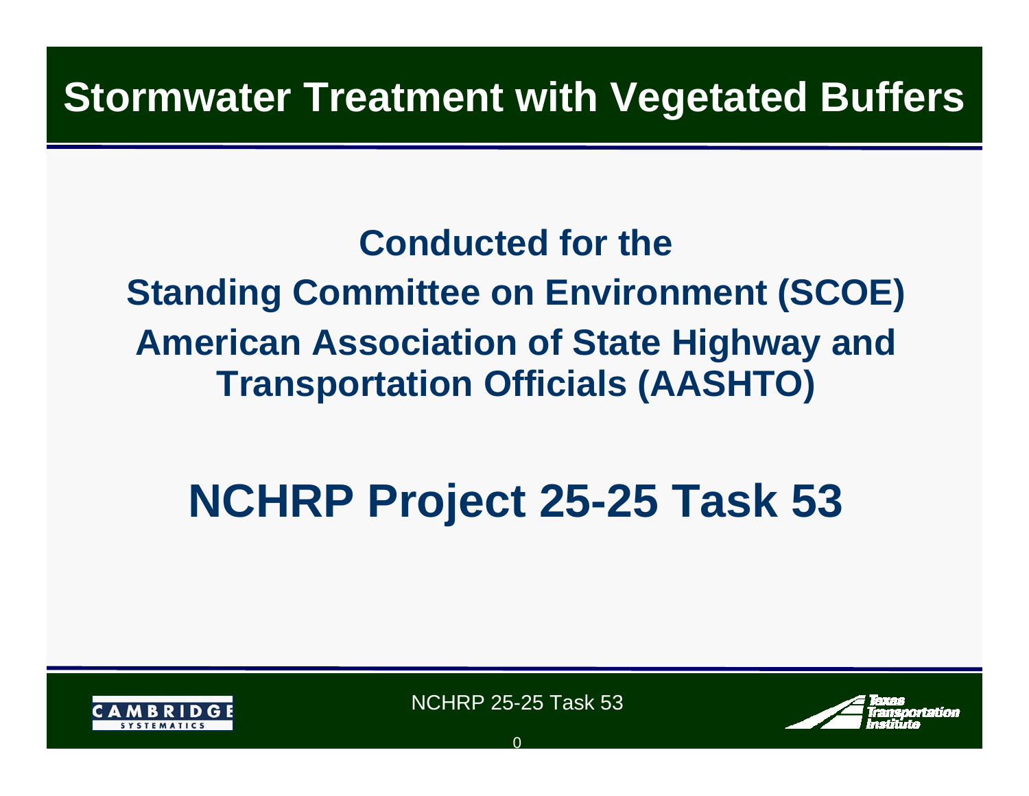# Stormwater Treatment with Vegetated Buffers

**Conducted for the**

**Standing Committee on Environment (SCOE)**

**American Association of State Highway and Transportation Officials (AASHTO)**

## NCHRP Project 25-25 Task 53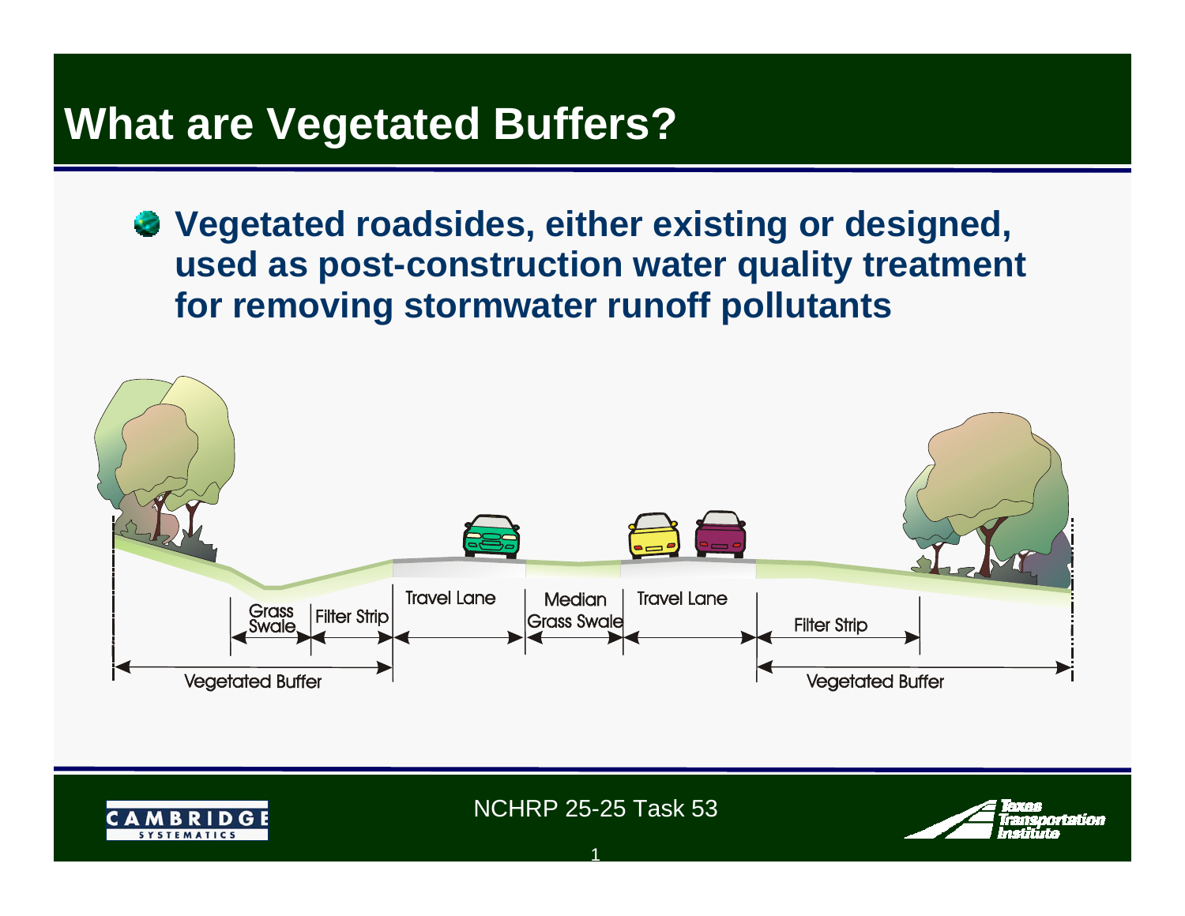# What are Vegetated Buffers?

- **Vegetated roadsides, either existing or designed, used as post-construction water quality treatment for removing stormwater runoff pollutants**

Grass Swale | Filter Strip | Travel Lane | Median Grass Swale | Travel Lane | Filter Strip

Vegetated Buffer | Vegetated Buffer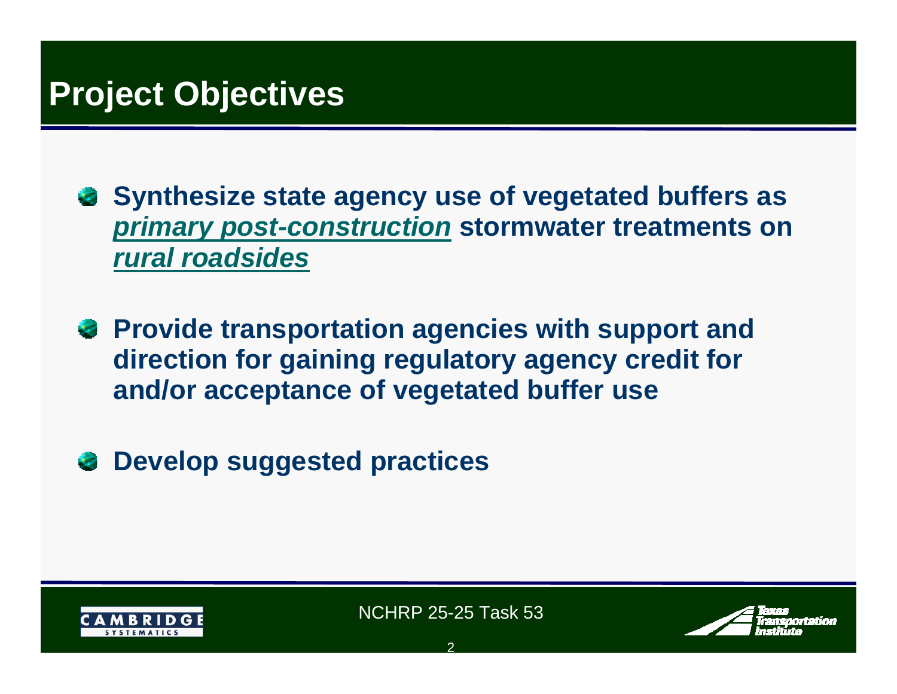# Project Objectives

- **Synthesize state agency use of vegetated buffers as *primary post-construction* stormwater treatments on *rural roadsides***
- **Provide transportation agencies with support and direction for gaining regulatory agency credit for and/or acceptance of vegetated buffer use**
- **Develop suggested practices**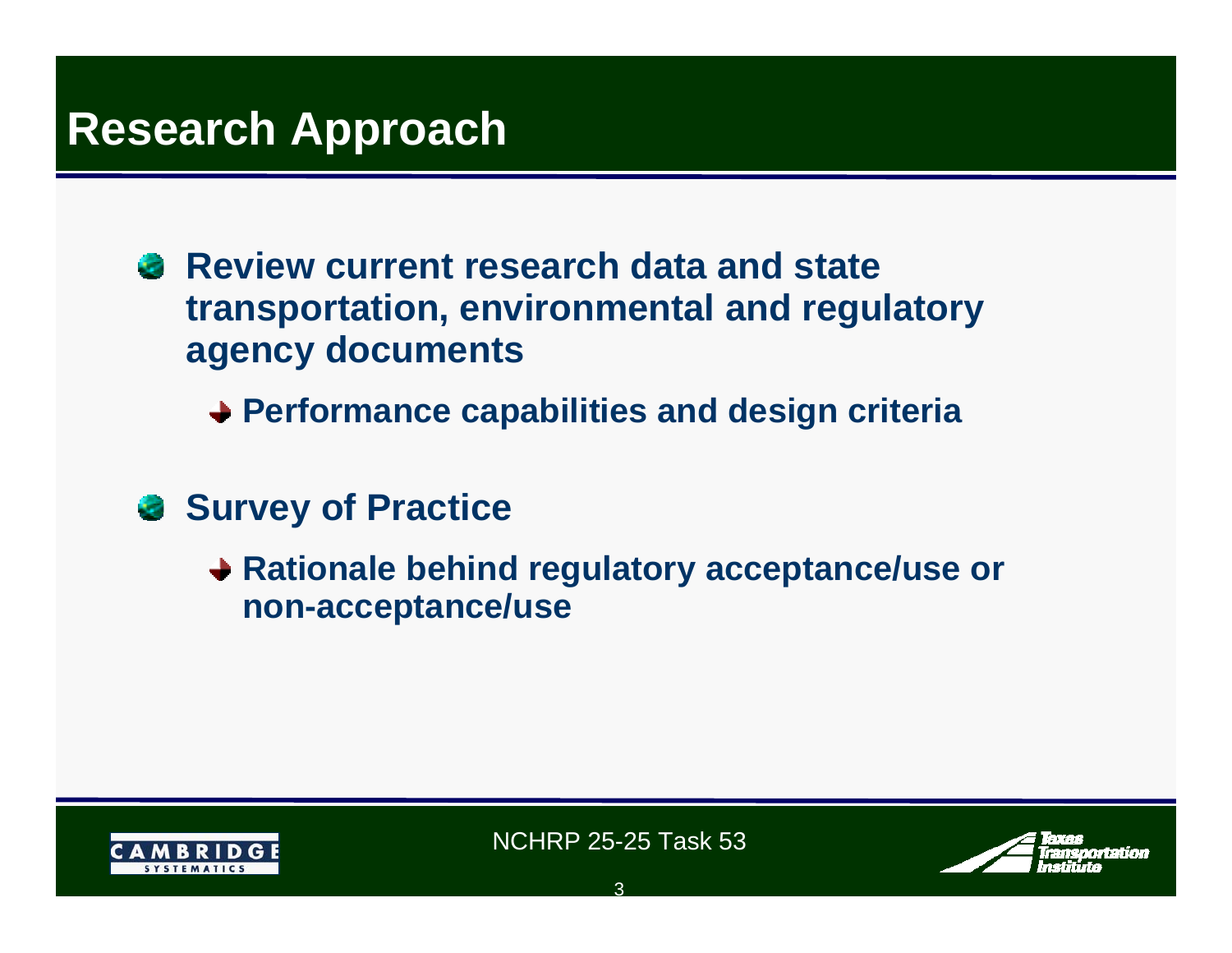# Research Approach

- **Review current research data and state transportation, environmental and regulatory agency documents**
  - **Performance capabilities and design criteria**
- **Survey of Practice**
  - **Rationale behind regulatory acceptance/use or non-acceptance/use**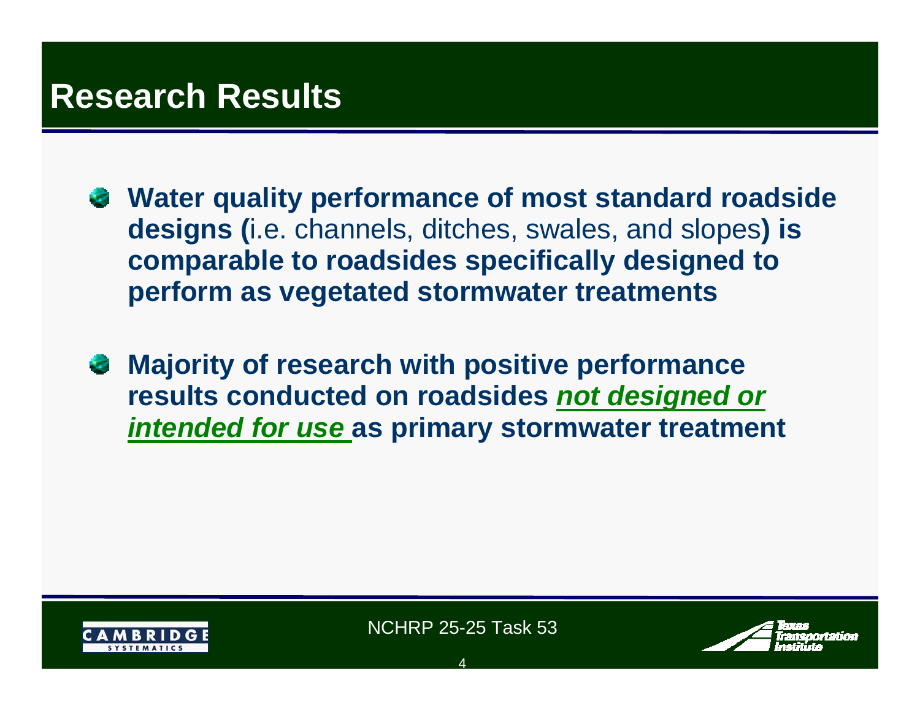# Research Results

- **Water quality performance of most standard roadside designs (**i.e. channels, ditches, swales, and slopes**) is comparable to roadsides specifically designed to perform as vegetated stormwater treatments**
- **Majority of research with positive performance results conducted on roadsides *not designed or intended for use* as primary stormwater treatment**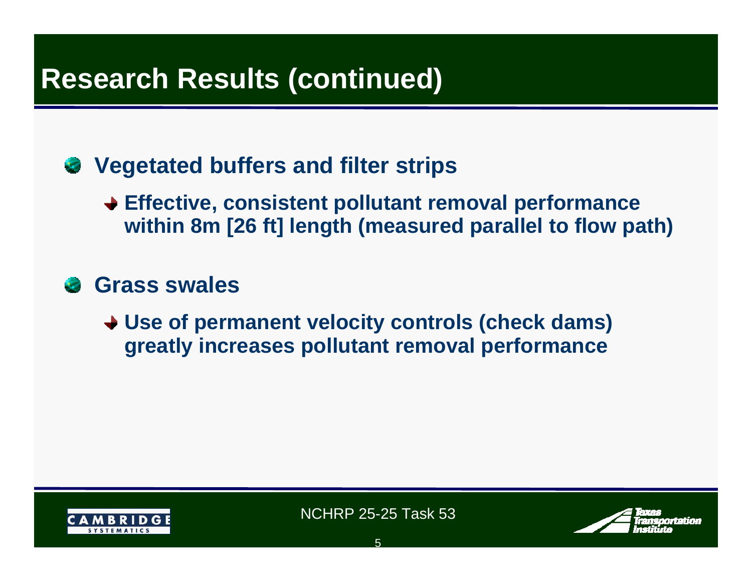# Research Results (continued)

- **Vegetated buffers and filter strips**
  - **Effective, consistent pollutant removal performance within 8m [26 ft] length (measured parallel to flow path)**
- **Grass swales**
  - **Use of permanent velocity controls (check dams) greatly increases pollutant removal performance**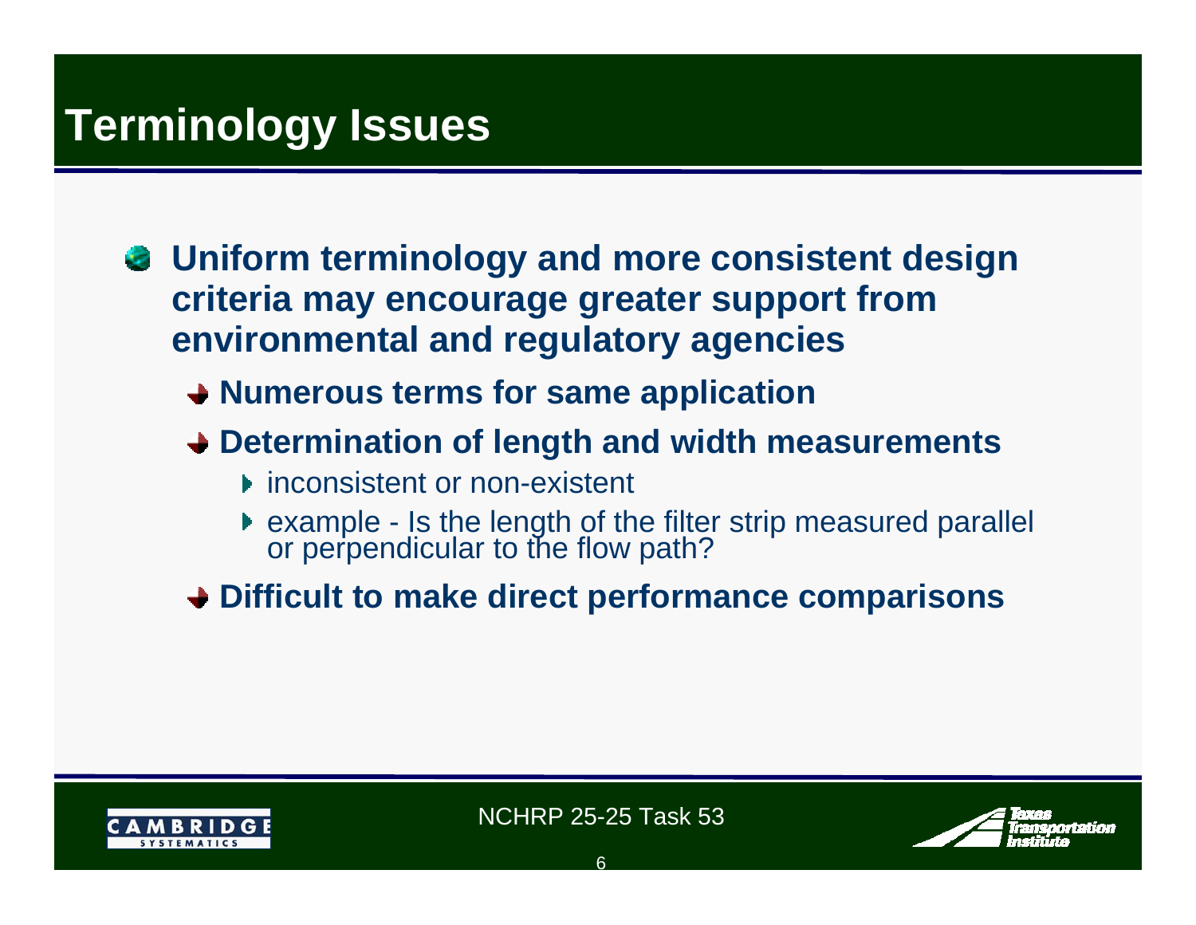# Terminology Issues

- **Uniform terminology and more consistent design criteria may encourage greater support from environmental and regulatory agencies**
  - **Numerous terms for same application**
  - **Determination of length and width measurements**
    - inconsistent or non-existent
    - example - Is the length of the filter strip measured parallel or perpendicular to the flow path?
  - **Difficult to make direct performance comparisons**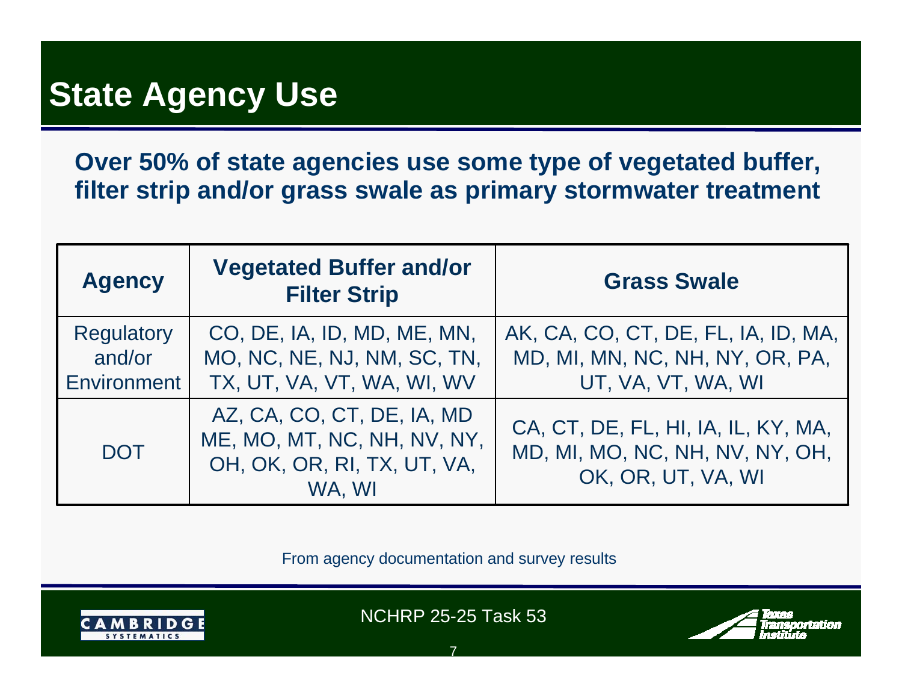# State Agency Use

**Over 50% of state agencies use some type of vegetated buffer, filter strip and/or grass swale as primary stormwater treatment**

| Agency | Vegetated Buffer and/or Filter Strip | Grass Swale |
|---|---|---|
| Regulatory and/or Environment | CO, DE, IA, ID, MD, ME, MN, MO, NC, NE, NJ, NM, SC, TN, TX, UT, VA, VT, WA, WI, WV | AK, CA, CO, CT, DE, FL, IA, ID, MA, MD, MI, MN, NC, NH, NY, OR, PA, UT, VA, VT, WA, WI |
| DOT | AZ, CA, CO, CT, DE, IA, MD ME, MO, MT, NC, NH, NV, NY, OH, OK, OR, RI, TX, UT, VA, WA, WI | CA, CT, DE, FL, HI, IA, IL, KY, MA, MD, MI, MO, NC, NH, NV, NY, OH, OK, OR, UT, VA, WI |

From agency documentation and survey results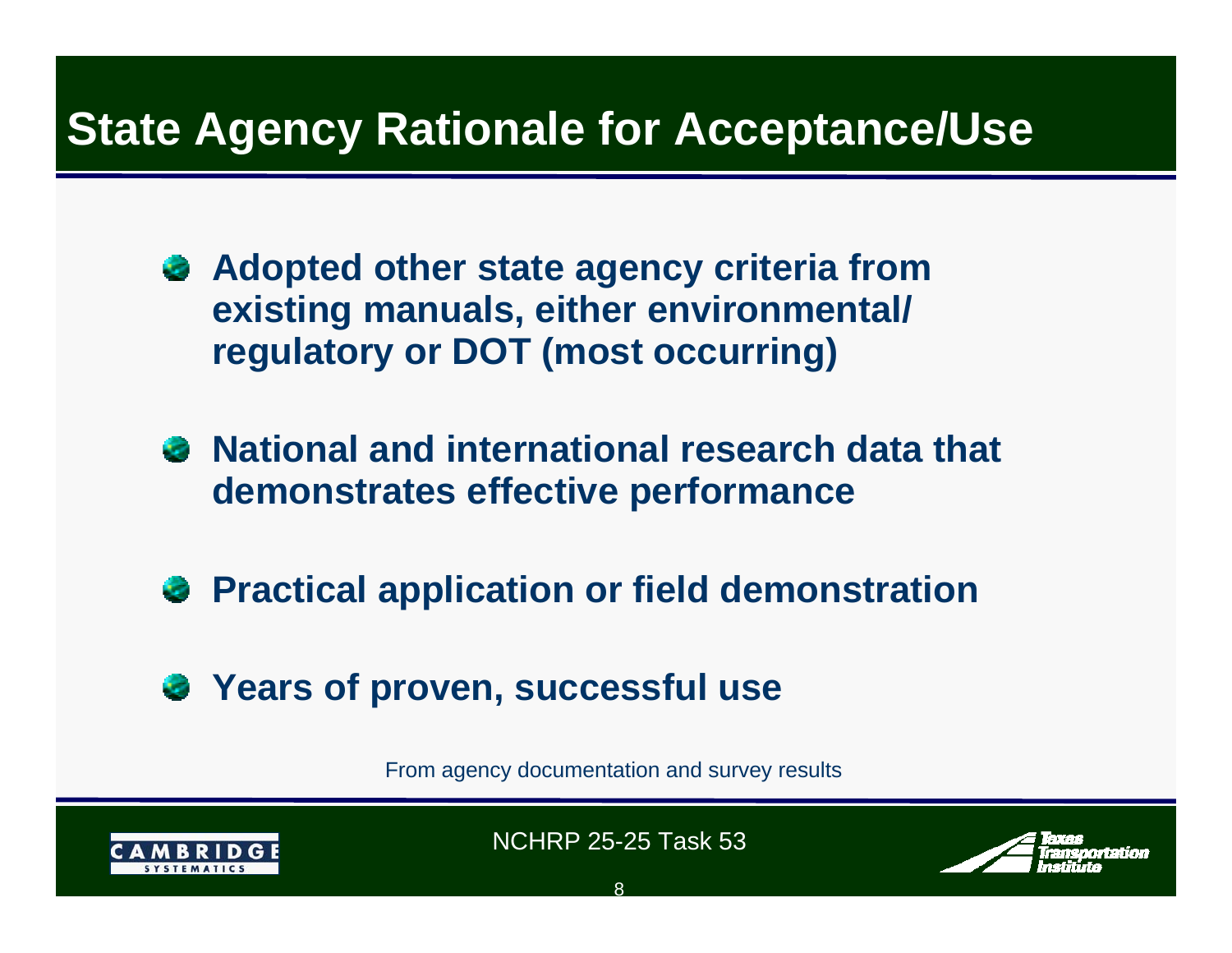# State Agency Rationale for Acceptance/Use

- **Adopted other state agency criteria from existing manuals, either environmental/ regulatory or DOT (most occurring)**
- **National and international research data that demonstrates effective performance**
- **Practical application or field demonstration**
- **Years of proven, successful use**

From agency documentation and survey results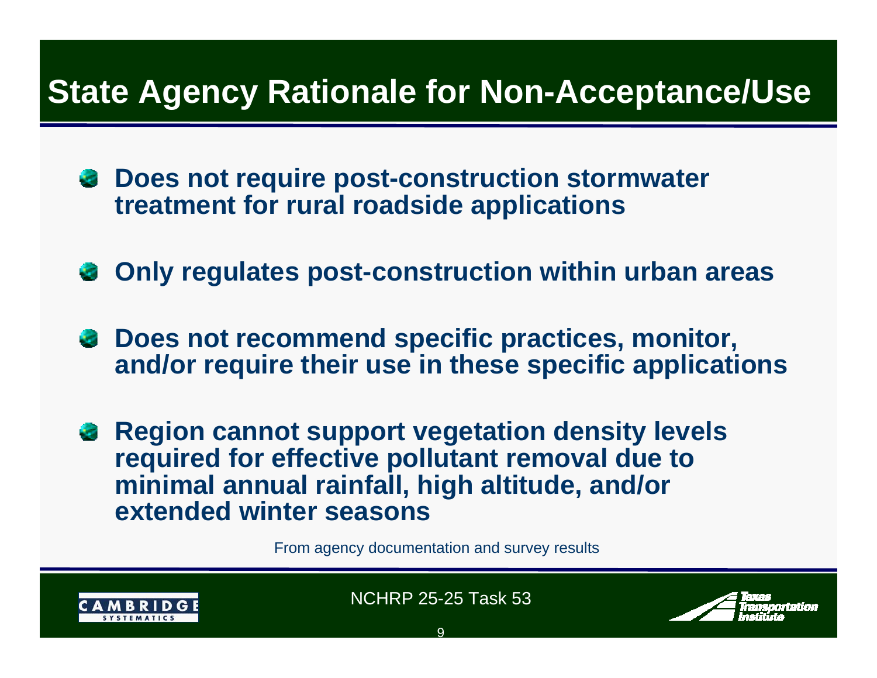# State Agency Rationale for Non-Acceptance/Use

- **Does not require post-construction stormwater treatment for rural roadside applications**
- **Only regulates post-construction within urban areas**
- **Does not recommend specific practices, monitor, and/or require their use in these specific applications**
- **Region cannot support vegetation density levels required for effective pollutant removal due to minimal annual rainfall, high altitude, and/or extended winter seasons**

From agency documentation and survey results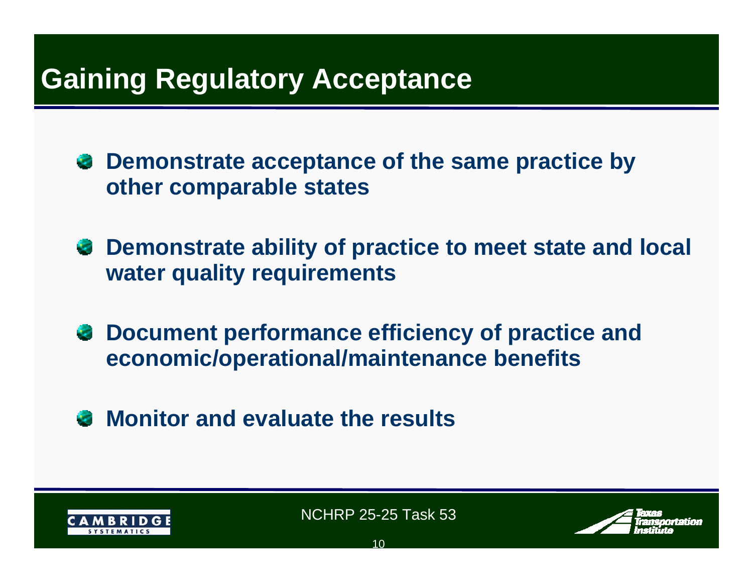# Gaining Regulatory Acceptance

- **Demonstrate acceptance of the same practice by other comparable states**
- **Demonstrate ability of practice to meet state and local water quality requirements**
- **Document performance efficiency of practice and economic/operational/maintenance benefits**
- **Monitor and evaluate the results**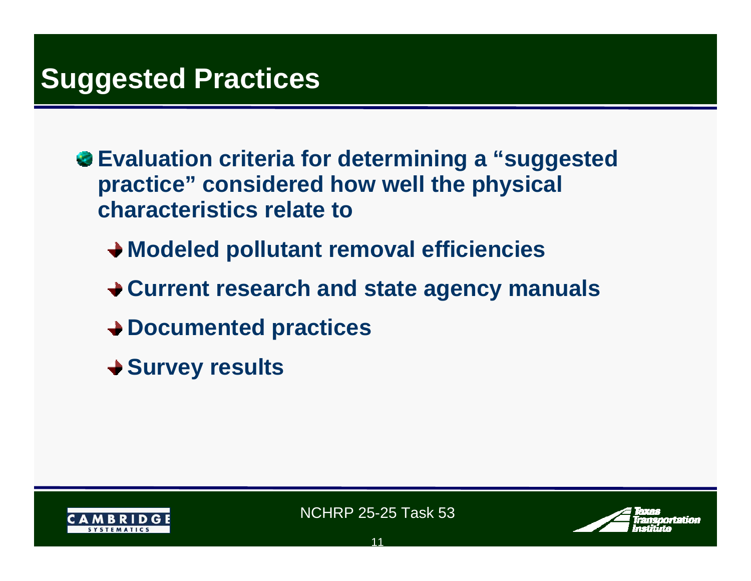# Suggested Practices

- Evaluation criteria for determining a "suggested practice" considered how well the physical characteristics relate to
  - Modeled pollutant removal efficiencies
  - Current research and state agency manuals
  - Documented practices
  - Survey results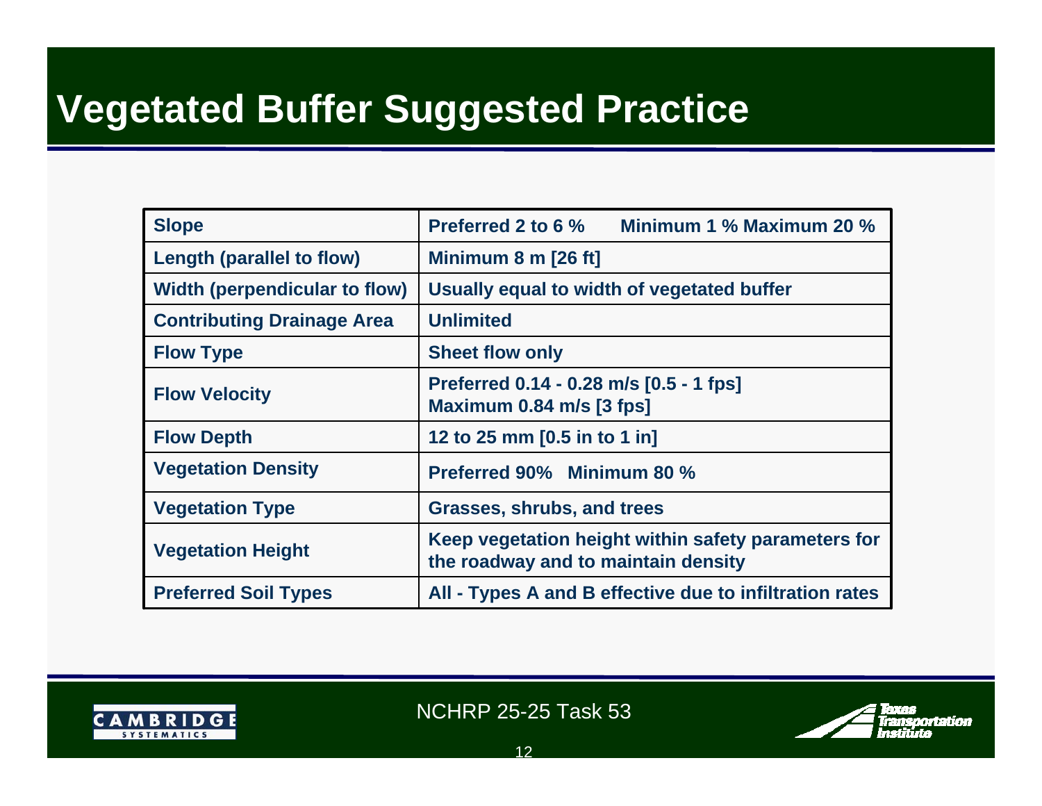# Vegetated Buffer Suggested Practice

| | |
|---|---|
| **Slope** | **Preferred 2 to 6 %     Minimum 1 % Maximum 20 %** |
| **Length (parallel to flow)** | **Minimum 8 m [26 ft]** |
| **Width (perpendicular to flow)** | **Usually equal to width of vegetated buffer** |
| **Contributing Drainage Area** | **Unlimited** |
| **Flow Type** | **Sheet flow only** |
| **Flow Velocity** | **Preferred 0.14 - 0.28 m/s [0.5 - 1 fps]<br>Maximum 0.84 m/s [3 fps]** |
| **Flow Depth** | **12 to 25 mm [0.5 in to 1 in]** |
| **Vegetation Density** | **Preferred 90%   Minimum 80 %** |
| **Vegetation Type** | **Grasses, shrubs, and trees** |
| **Vegetation Height** | **Keep vegetation height within safety parameters for the roadway and to maintain density** |
| **Preferred Soil Types** | **All - Types A and B effective due to infiltration rates** |

NCHRP 25-25 Task 53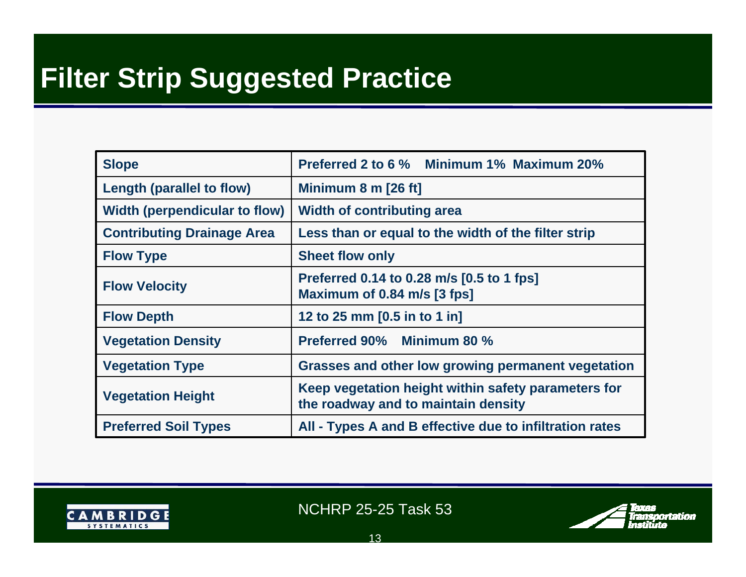# Filter Strip Suggested Practice

| | |
|---|---|
| **Slope** | **Preferred 2 to 6 %   Minimum 1%  Maximum 20%** |
| **Length (parallel to flow)** | **Minimum 8 m [26 ft]** |
| **Width (perpendicular to flow)** | **Width of contributing area** |
| **Contributing Drainage Area** | **Less than or equal to the width of the filter strip** |
| **Flow Type** | **Sheet flow only** |
| **Flow Velocity** | **Preferred 0.14 to 0.28 m/s [0.5 to 1 fps]<br>Maximum of 0.84 m/s [3 fps]** |
| **Flow Depth** | **12 to 25 mm [0.5 in to 1 in]** |
| **Vegetation Density** | **Preferred 90%   Minimum 80 %** |
| **Vegetation Type** | **Grasses and other low growing permanent vegetation** |
| **Vegetation Height** | **Keep vegetation height within safety parameters for the roadway and to maintain density** |
| **Preferred Soil Types** | **All - Types A and B effective due to infiltration rates** |

NCHRP 25-25 Task 53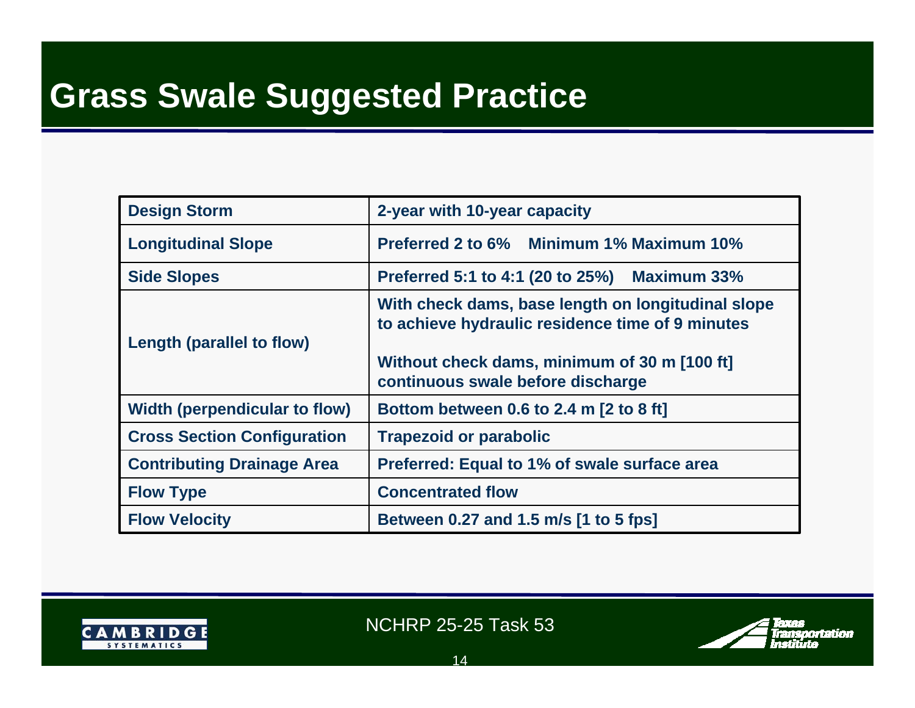# Grass Swale Suggested Practice

| | |
|---|---|
| **Design Storm** | **2-year with 10-year capacity** |
| **Longitudinal Slope** | **Preferred 2 to 6% Minimum 1% Maximum 10%** |
| **Side Slopes** | **Preferred 5:1 to 4:1 (20 to 25%) Maximum 33%** |
| **Length (parallel to flow)** | **With check dams, base length on longitudinal slope to achieve hydraulic residence time of 9 minutes**<br><br>**Without check dams, minimum of 30 m [100 ft] continuous swale before discharge** |
| **Width (perpendicular to flow)** | **Bottom between 0.6 to 2.4 m [2 to 8 ft]** |
| **Cross Section Configuration** | **Trapezoid or parabolic** |
| **Contributing Drainage Area** | **Preferred: Equal to 1% of swale surface area** |
| **Flow Type** | **Concentrated flow** |
| **Flow Velocity** | **Between 0.27 and 1.5 m/s [1 to 5 fps]** |

NCHRP 25-25 Task 53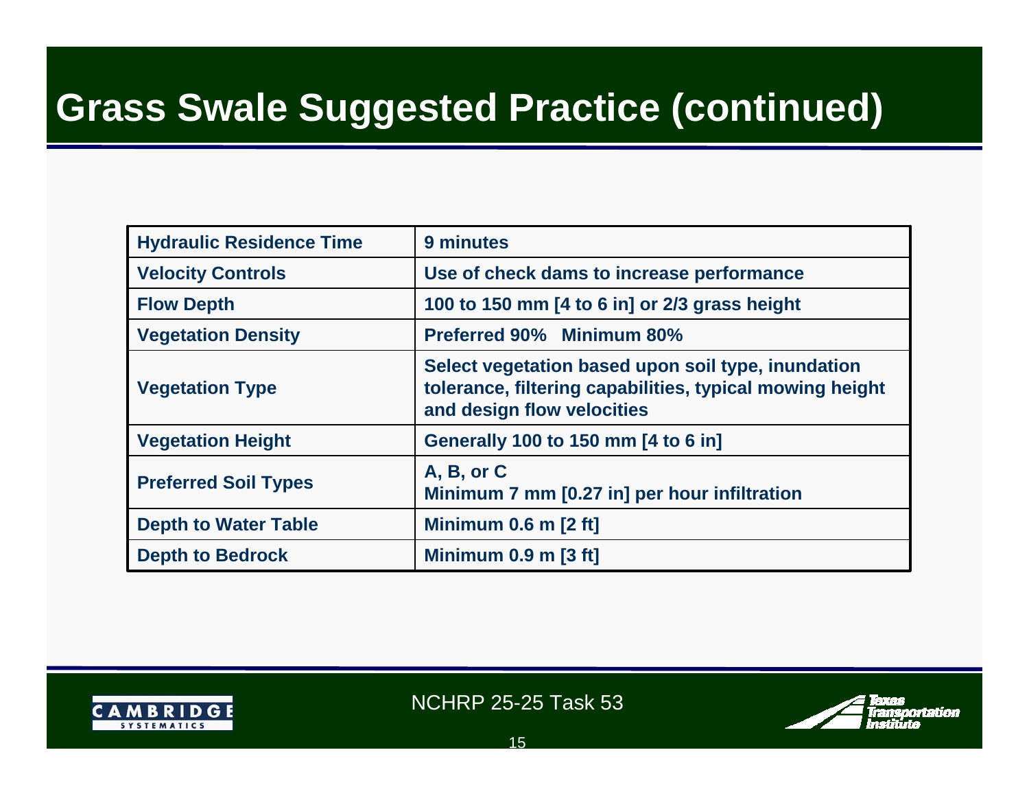# Grass Swale Suggested Practice (continued)

| | |
|---|---|
| **Hydraulic Residence Time** | **9 minutes** |
| **Velocity Controls** | **Use of check dams to increase performance** |
| **Flow Depth** | **100 to 150 mm [4 to 6 in] or 2/3 grass height** |
| **Vegetation Density** | **Preferred 90% Minimum 80%** |
| **Vegetation Type** | **Select vegetation based upon soil type, inundation tolerance, filtering capabilities, typical mowing height and design flow velocities** |
| **Vegetation Height** | **Generally 100 to 150 mm [4 to 6 in]** |
| **Preferred Soil Types** | **A, B, or C<br>Minimum 7 mm [0.27 in] per hour infiltration** |
| **Depth to Water Table** | **Minimum 0.6 m [2 ft]** |
| **Depth to Bedrock** | **Minimum 0.9 m [3 ft]** |

NCHRP 25-25 Task 53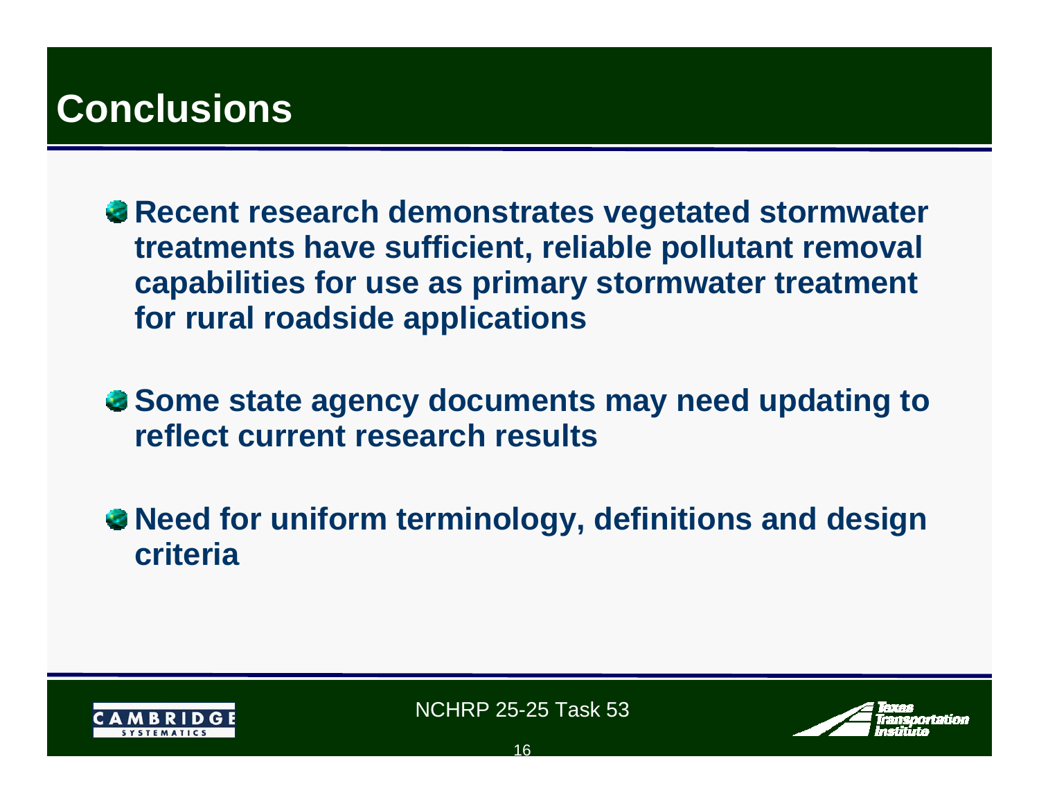# Conclusions

- Recent research demonstrates vegetated stormwater treatments have sufficient, reliable pollutant removal capabilities for use as primary stormwater treatment for rural roadside applications
- Some state agency documents may need updating to reflect current research results
- Need for uniform terminology, definitions and design criteria